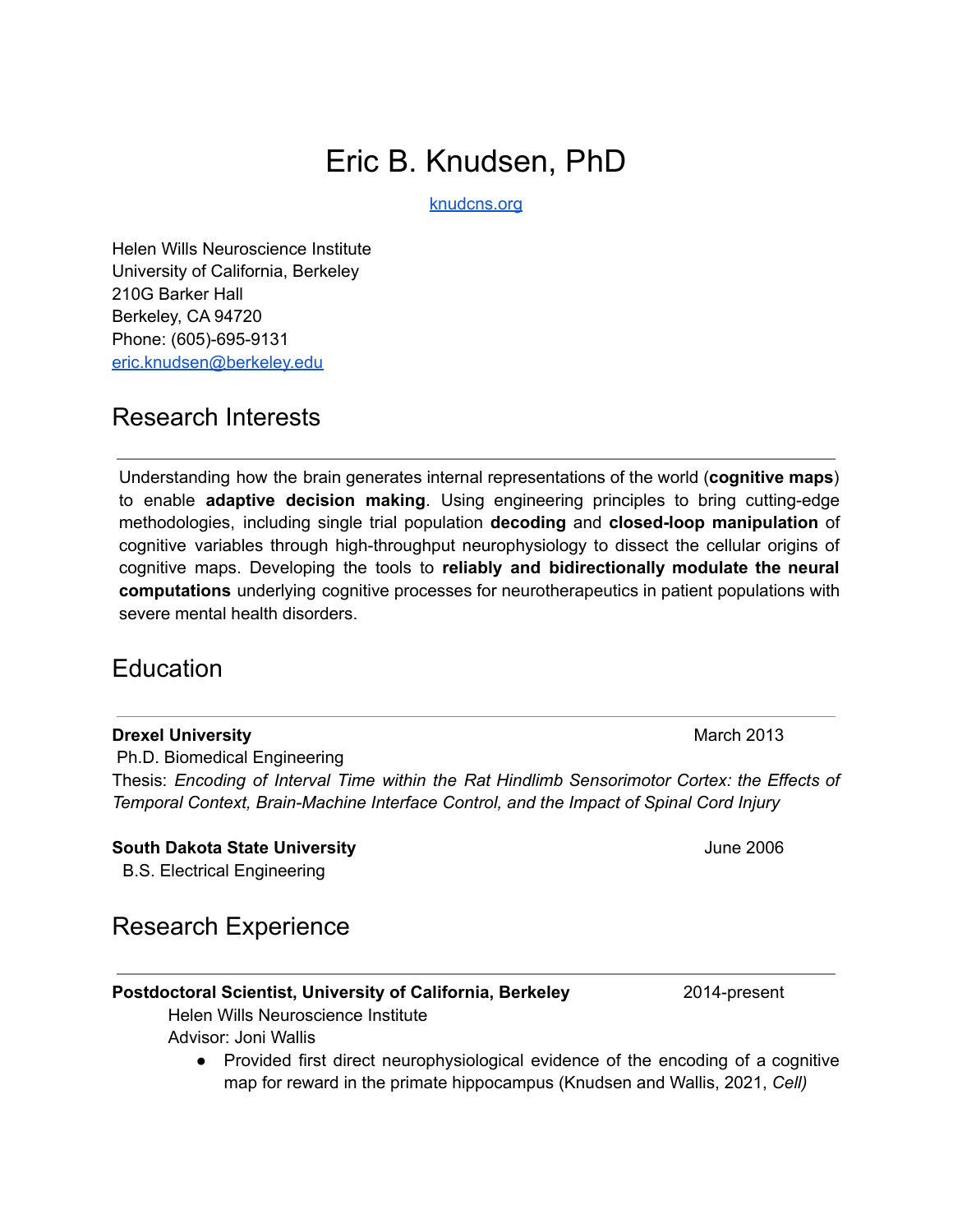# Eric B. Knudsen, PhD

[knudcns.org](knudcns.org)

Helen Wills Neuroscience Institute
University of California, Berkeley
210G Barker Hall
Berkeley, CA 94720
Phone: (605)-695-9131
[eric.knudsen@berkeley.edu](mailto:eric.knudsen@berkeley.edu)

## Research Interests

Understanding how the brain generates internal representations of the world (**cognitive maps**) to enable **adaptive decision making**. Using engineering principles to bring cutting-edge methodologies, including single trial population **decoding** and **closed-loop manipulation** of cognitive variables through high-throughput neurophysiology to dissect the cellular origins of cognitive maps. Developing the tools to **reliably and bidirectionally modulate the neural computations** underlying cognitive processes for neurotherapeutics in patient populations with severe mental health disorders.

## Education

**Drexel University** — March 2013
Ph.D. Biomedical Engineering
Thesis: *Encoding of Interval Time within the Rat Hindlimb Sensorimotor Cortex: the Effects of Temporal Context, Brain-Machine Interface Control, and the Impact of Spinal Cord Injury*

**South Dakota State University** — June 2006
B.S. Electrical Engineering

## Research Experience

**Postdoctoral Scientist, University of California, Berkeley** — 2014-present
Helen Wills Neuroscience Institute
Advisor: Joni Wallis

- Provided first direct neurophysiological evidence of the encoding of a cognitive map for reward in the primate hippocampus (Knudsen and Wallis, 2021, *Cell)*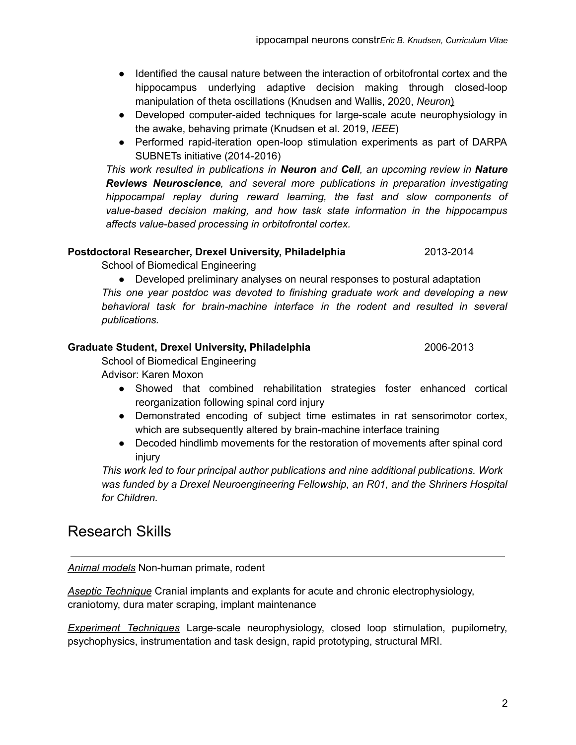- Identified the causal nature between the interaction of orbitofrontal cortex and the hippocampus underlying adaptive decision making through closed-loop manipulation of theta oscillations (Knudsen and Wallis, 2020, *Neuron*)
- Developed computer-aided techniques for large-scale acute neurophysiology in the awake, behaving primate (Knudsen et al. 2019, *IEEE*)
- Performed rapid-iteration open-loop stimulation experiments as part of DARPA SUBNETs initiative (2014-2016)

*This work resulted in publications in **Neuron** and **Cell**, an upcoming review in **Nature Reviews Neuroscience**, and several more publications in preparation investigating hippocampal replay during reward learning, the fast and slow components of value-based decision making, and how task state information in the hippocampus affects value-based processing in orbitofrontal cortex.*

**Postdoctoral Researcher, Drexel University, Philadelphia** 2013-2014

School of Biomedical Engineering

- Developed preliminary analyses on neural responses to postural adaptation

*This one year postdoc was devoted to finishing graduate work and developing a new behavioral task for brain-machine interface in the rodent and resulted in several publications.*

**Graduate Student, Drexel University, Philadelphia** 2006-2013

School of Biomedical Engineering

Advisor: Karen Moxon

- Showed that combined rehabilitation strategies foster enhanced cortical reorganization following spinal cord injury
- Demonstrated encoding of subject time estimates in rat sensorimotor cortex, which are subsequently altered by brain-machine interface training
- Decoded hindlimb movements for the restoration of movements after spinal cord injury

*This work led to four principal author publications and nine additional publications. Work was funded by a Drexel Neuroengineering Fellowship, an R01, and the Shriners Hospital for Children.*

## Research Skills

*Animal models* Non-human primate, rodent

*Aseptic Technique* Cranial implants and explants for acute and chronic electrophysiology, craniotomy, dura mater scraping, implant maintenance

*Experiment Techniques* Large-scale neurophysiology, closed loop stimulation, pupilometry, psychophysics, instrumentation and task design, rapid prototyping, structural MRI.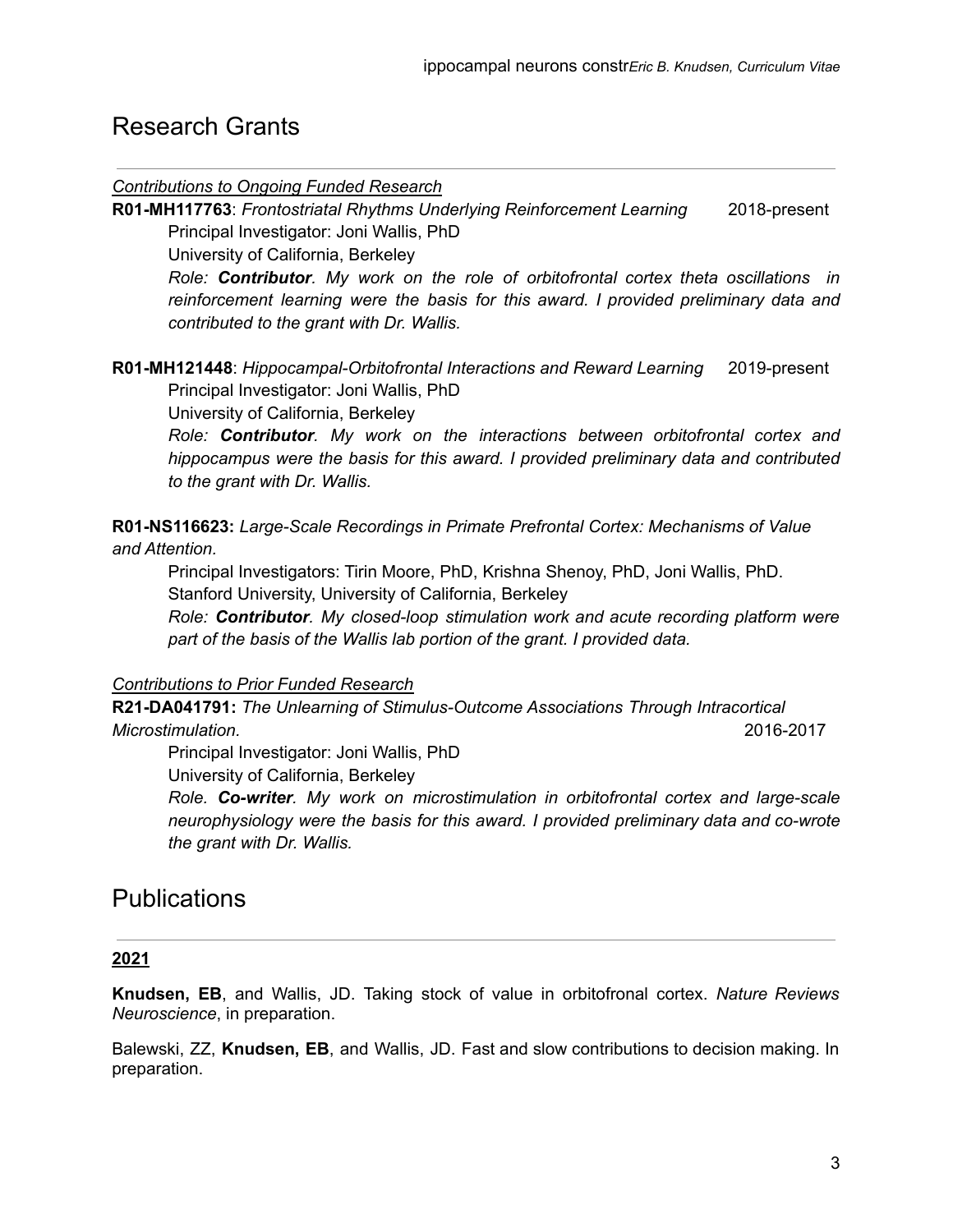## Research Grants

*Contributions to Ongoing Funded Research*

**R01-MH117763**: *Frontostriatal Rhythms Underlying Reinforcement Learning* 2018-present

Principal Investigator: Joni Wallis, PhD

University of California, Berkeley

*Role: **Contributor**. My work on the role of orbitofrontal cortex theta oscillations in reinforcement learning were the basis for this award. I provided preliminary data and contributed to the grant with Dr. Wallis.*

**R01-MH121448**: *Hippocampal-Orbitofrontal Interactions and Reward Learning* 2019-present

Principal Investigator: Joni Wallis, PhD

University of California, Berkeley

*Role: **Contributor**. My work on the interactions between orbitofrontal cortex and hippocampus were the basis for this award. I provided preliminary data and contributed to the grant with Dr. Wallis.*

**R01-NS116623:** *Large-Scale Recordings in Primate Prefrontal Cortex: Mechanisms of Value and Attention.*

Principal Investigators: Tirin Moore, PhD, Krishna Shenoy, PhD, Joni Wallis, PhD.

Stanford University, University of California, Berkeley

*Role: **Contributor**. My closed-loop stimulation work and acute recording platform were part of the basis of the Wallis lab portion of the grant. I provided data.*

*Contributions to Prior Funded Research*

**R21-DA041791:** *The Unlearning of Stimulus-Outcome Associations Through Intracortical Microstimulation.* 2016-2017

Principal Investigator: Joni Wallis, PhD

University of California, Berkeley

*Role. **Co-writer**. My work on microstimulation in orbitofrontal cortex and large-scale neurophysiology were the basis for this award. I provided preliminary data and co-wrote the grant with Dr. Wallis.*

## Publications

**2021**

**Knudsen, EB**, and Wallis, JD. Taking stock of value in orbitofronal cortex. *Nature Reviews Neuroscience*, in preparation.

Balewski, ZZ, **Knudsen, EB**, and Wallis, JD. Fast and slow contributions to decision making. In preparation.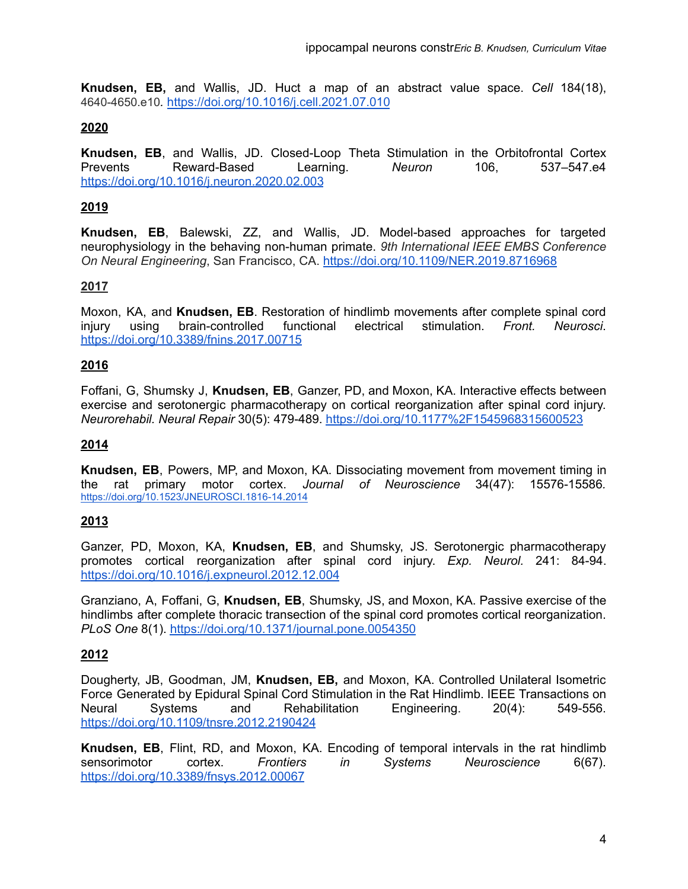**Knudsen, EB,** and Wallis, JD. Huct a map of an abstract value space. *Cell* 184(18), 4640-4650.e10. https://doi.org/10.1016/j.cell.2021.07.010

**2020**

**Knudsen, EB**, and Wallis, JD. Closed-Loop Theta Stimulation in the Orbitofrontal Cortex Prevents Reward-Based Learning. *Neuron* 106, 537–547.e4 https://doi.org/10.1016/j.neuron.2020.02.003

**2019**

**Knudsen, EB**, Balewski, ZZ, and Wallis, JD. Model-based approaches for targeted neurophysiology in the behaving non-human primate. *9th International IEEE EMBS Conference On Neural Engineering*, San Francisco, CA. https://doi.org/10.1109/NER.2019.8716968

**2017**

Moxon, KA, and **Knudsen, EB**. Restoration of hindlimb movements after complete spinal cord injury using brain-controlled functional electrical stimulation. *Front. Neurosci*. https://doi.org/10.3389/fnins.2017.00715

**2016**

Foffani, G, Shumsky J, **Knudsen, EB**, Ganzer, PD, and Moxon, KA. Interactive effects between exercise and serotonergic pharmacotherapy on cortical reorganization after spinal cord injury. *Neurorehabil. Neural Repair* 30(5): 479-489. https://doi.org/10.1177%2F1545968315600523

**2014**

**Knudsen, EB**, Powers, MP, and Moxon, KA. Dissociating movement from movement timing in the rat primary motor cortex. *Journal of Neuroscience* 34(47): 15576-15586. https://doi.org/10.1523/JNEUROSCI.1816-14.2014

**2013**

Ganzer, PD, Moxon, KA, **Knudsen, EB**, and Shumsky, JS. Serotonergic pharmacotherapy promotes cortical reorganization after spinal cord injury. *Exp. Neurol.* 241: 84-94. https://doi.org/10.1016/j.expneurol.2012.12.004

Granziano, A, Foffani, G, **Knudsen, EB**, Shumsky, JS, and Moxon, KA. Passive exercise of the hindlimbs after complete thoracic transection of the spinal cord promotes cortical reorganization. *PLoS One* 8(1). https://doi.org/10.1371/journal.pone.0054350

**2012**

Dougherty, JB, Goodman, JM, **Knudsen, EB,** and Moxon, KA. Controlled Unilateral Isometric Force Generated by Epidural Spinal Cord Stimulation in the Rat Hindlimb. IEEE Transactions on Neural Systems and Rehabilitation Engineering. 20(4): 549-556. https://doi.org/10.1109/tnsre.2012.2190424

**Knudsen, EB**, Flint, RD, and Moxon, KA. Encoding of temporal intervals in the rat hindlimb sensorimotor cortex. *Frontiers in Systems Neuroscience* 6(67). https://doi.org/10.3389/fnsys.2012.00067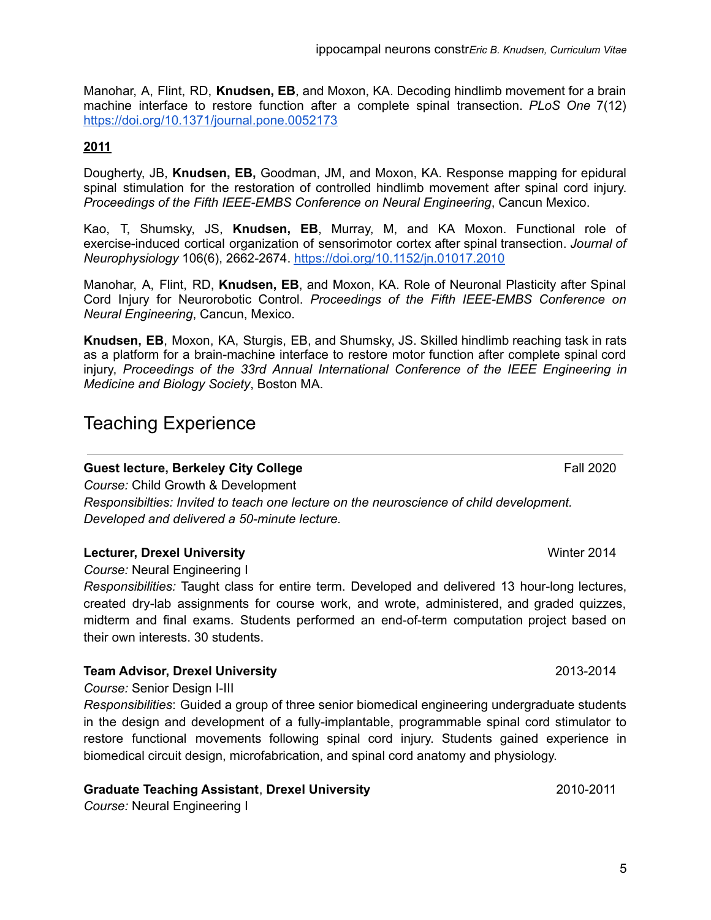Manohar, A, Flint, RD, **Knudsen, EB**, and Moxon, KA. Decoding hindlimb movement for a brain machine interface to restore function after a complete spinal transection. *PLoS One* 7(12) https://doi.org/10.1371/journal.pone.0052173

**2011**

Dougherty, JB, **Knudsen, EB,** Goodman, JM, and Moxon, KA. Response mapping for epidural spinal stimulation for the restoration of controlled hindlimb movement after spinal cord injury. *Proceedings of the Fifth IEEE-EMBS Conference on Neural Engineering*, Cancun Mexico.

Kao, T, Shumsky, JS, **Knudsen, EB**, Murray, M, and KA Moxon. Functional role of exercise-induced cortical organization of sensorimotor cortex after spinal transection. *Journal of Neurophysiology* 106(6), 2662-2674. https://doi.org/10.1152/jn.01017.2010

Manohar, A, Flint, RD, **Knudsen, EB**, and Moxon, KA. Role of Neuronal Plasticity after Spinal Cord Injury for Neurorobotic Control. *Proceedings of the Fifth IEEE-EMBS Conference on Neural Engineering*, Cancun, Mexico.

**Knudsen, EB**, Moxon, KA, Sturgis, EB, and Shumsky, JS. Skilled hindlimb reaching task in rats as a platform for a brain-machine interface to restore motor function after complete spinal cord injury, *Proceedings of the 33rd Annual International Conference of the IEEE Engineering in Medicine and Biology Society*, Boston MA.

## Teaching Experience

**Guest lecture, Berkeley City College** Fall 2020
*Course:* Child Growth & Development
*Responsibilties: Invited to teach one lecture on the neuroscience of child development. Developed and delivered a 50-minute lecture.*

**Lecturer, Drexel University** Winter 2014
*Course:* Neural Engineering I
*Responsibilities:* Taught class for entire term. Developed and delivered 13 hour-long lectures, created dry-lab assignments for course work, and wrote, administered, and graded quizzes, midterm and final exams. Students performed an end-of-term computation project based on their own interests. 30 students.

**Team Advisor, Drexel University** 2013-2014
*Course:* Senior Design I-III
*Responsibilities*: Guided a group of three senior biomedical engineering undergraduate students in the design and development of a fully-implantable, programmable spinal cord stimulator to restore functional movements following spinal cord injury. Students gained experience in biomedical circuit design, microfabrication, and spinal cord anatomy and physiology.

**Graduate Teaching Assistant**, **Drexel University** 2010-2011
*Course:* Neural Engineering I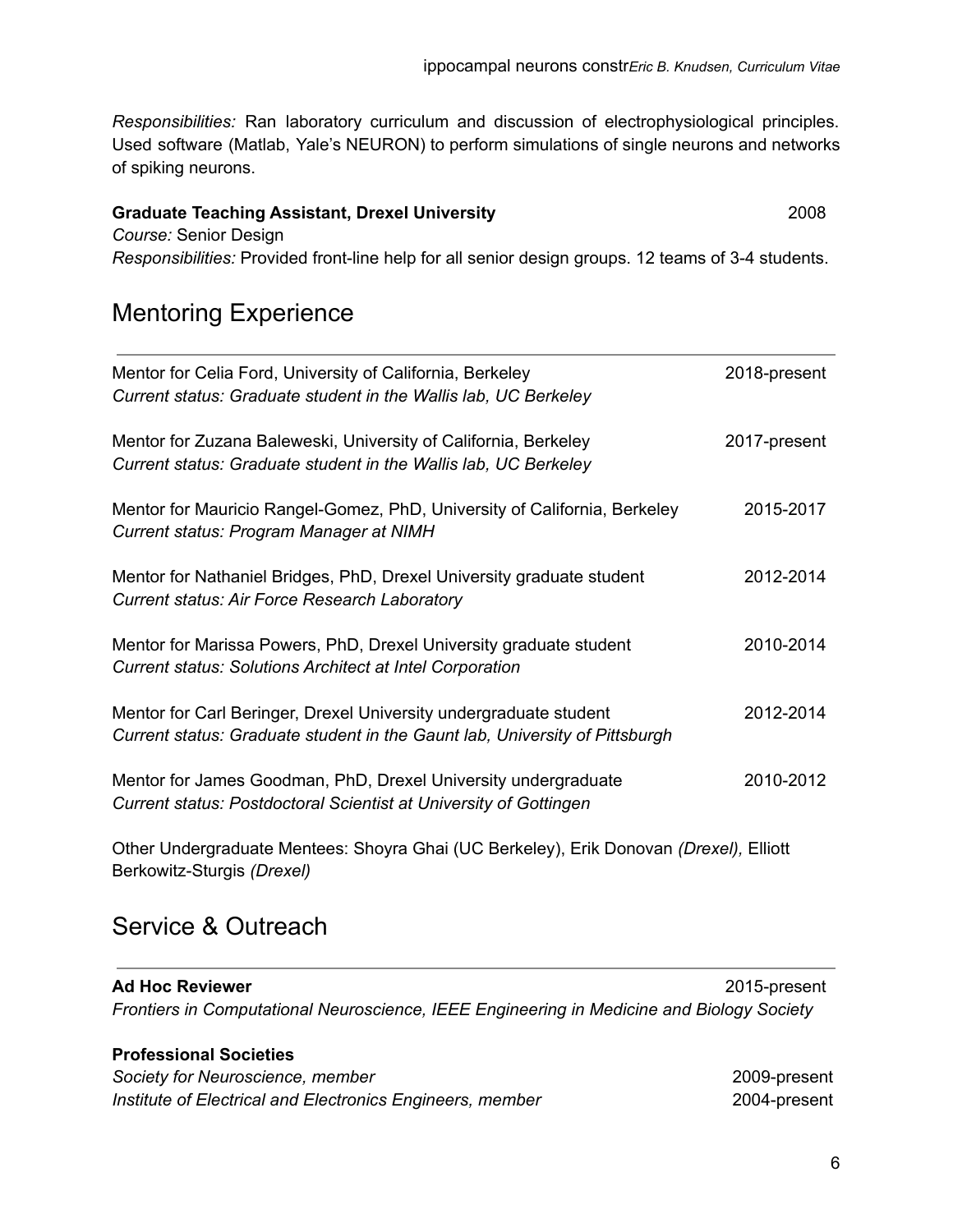*Responsibilities:* Ran laboratory curriculum and discussion of electrophysiological principles. Used software (Matlab, Yale's NEURON) to perform simulations of single neurons and networks of spiking neurons.

**Graduate Teaching Assistant, Drexel University** 2008
*Course:* Senior Design
*Responsibilities:* Provided front-line help for all senior design groups. 12 teams of 3-4 students.

## Mentoring Experience

Mentor for Celia Ford, University of California, Berkeley 2018-present
*Current status: Graduate student in the Wallis lab, UC Berkeley*

Mentor for Zuzana Baleweski, University of California, Berkeley 2017-present
*Current status: Graduate student in the Wallis lab, UC Berkeley*

Mentor for Mauricio Rangel-Gomez, PhD, University of California, Berkeley 2015-2017
*Current status: Program Manager at NIMH*

Mentor for Nathaniel Bridges, PhD, Drexel University graduate student 2012-2014
*Current status: Air Force Research Laboratory*

Mentor for Marissa Powers, PhD, Drexel University graduate student 2010-2014
*Current status: Solutions Architect at Intel Corporation*

Mentor for Carl Beringer, Drexel University undergraduate student 2012-2014
*Current status: Graduate student in the Gaunt lab, University of Pittsburgh*

Mentor for James Goodman, PhD, Drexel University undergraduate 2010-2012
*Current status: Postdoctoral Scientist at University of Gottingen*

Other Undergraduate Mentees: Shoyra Ghai (UC Berkeley), Erik Donovan *(Drexel),* Elliott Berkowitz-Sturgis *(Drexel)*

## Service & Outreach

**Ad Hoc Reviewer** 2015-present
*Frontiers in Computational Neuroscience, IEEE Engineering in Medicine and Biology Society*

**Professional Societies**
*Society for Neuroscience, member* 2009-present
*Institute of Electrical and Electronics Engineers, member* 2004-present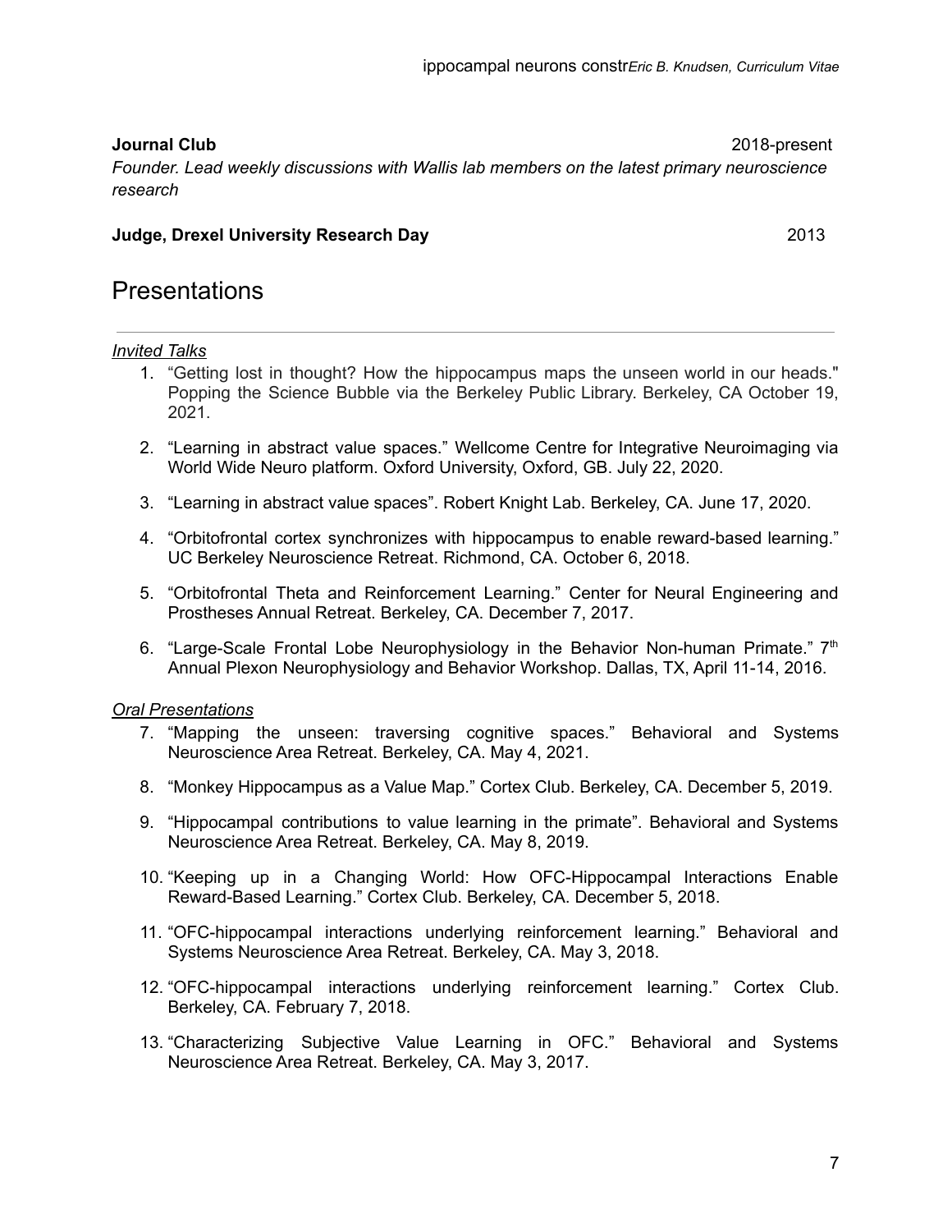**Journal Club** 2018-present

*Founder. Lead weekly discussions with Wallis lab members on the latest primary neuroscience research*

**Judge, Drexel University Research Day** 2013

# Presentations

*Invited Talks*

1. "Getting lost in thought? How the hippocampus maps the unseen world in our heads." Popping the Science Bubble via the Berkeley Public Library. Berkeley, CA October 19, 2021.

2. "Learning in abstract value spaces." Wellcome Centre for Integrative Neuroimaging via World Wide Neuro platform. Oxford University, Oxford, GB. July 22, 2020.

3. "Learning in abstract value spaces". Robert Knight Lab. Berkeley, CA. June 17, 2020.

4. "Orbitofrontal cortex synchronizes with hippocampus to enable reward-based learning." UC Berkeley Neuroscience Retreat. Richmond, CA. October 6, 2018.

5. "Orbitofrontal Theta and Reinforcement Learning." Center for Neural Engineering and Prostheses Annual Retreat. Berkeley, CA. December 7, 2017.

6. "Large-Scale Frontal Lobe Neurophysiology in the Behavior Non-human Primate." 7th Annual Plexon Neurophysiology and Behavior Workshop. Dallas, TX, April 11-14, 2016.

*Oral Presentations*

7. "Mapping the unseen: traversing cognitive spaces." Behavioral and Systems Neuroscience Area Retreat. Berkeley, CA. May 4, 2021.

8. "Monkey Hippocampus as a Value Map." Cortex Club. Berkeley, CA. December 5, 2019.

9. "Hippocampal contributions to value learning in the primate". Behavioral and Systems Neuroscience Area Retreat. Berkeley, CA. May 8, 2019.

10. "Keeping up in a Changing World: How OFC-Hippocampal Interactions Enable Reward-Based Learning." Cortex Club. Berkeley, CA. December 5, 2018.

11. "OFC-hippocampal interactions underlying reinforcement learning." Behavioral and Systems Neuroscience Area Retreat. Berkeley, CA. May 3, 2018.

12. "OFC-hippocampal interactions underlying reinforcement learning." Cortex Club. Berkeley, CA. February 7, 2018.

13. "Characterizing Subjective Value Learning in OFC." Behavioral and Systems Neuroscience Area Retreat. Berkeley, CA. May 3, 2017.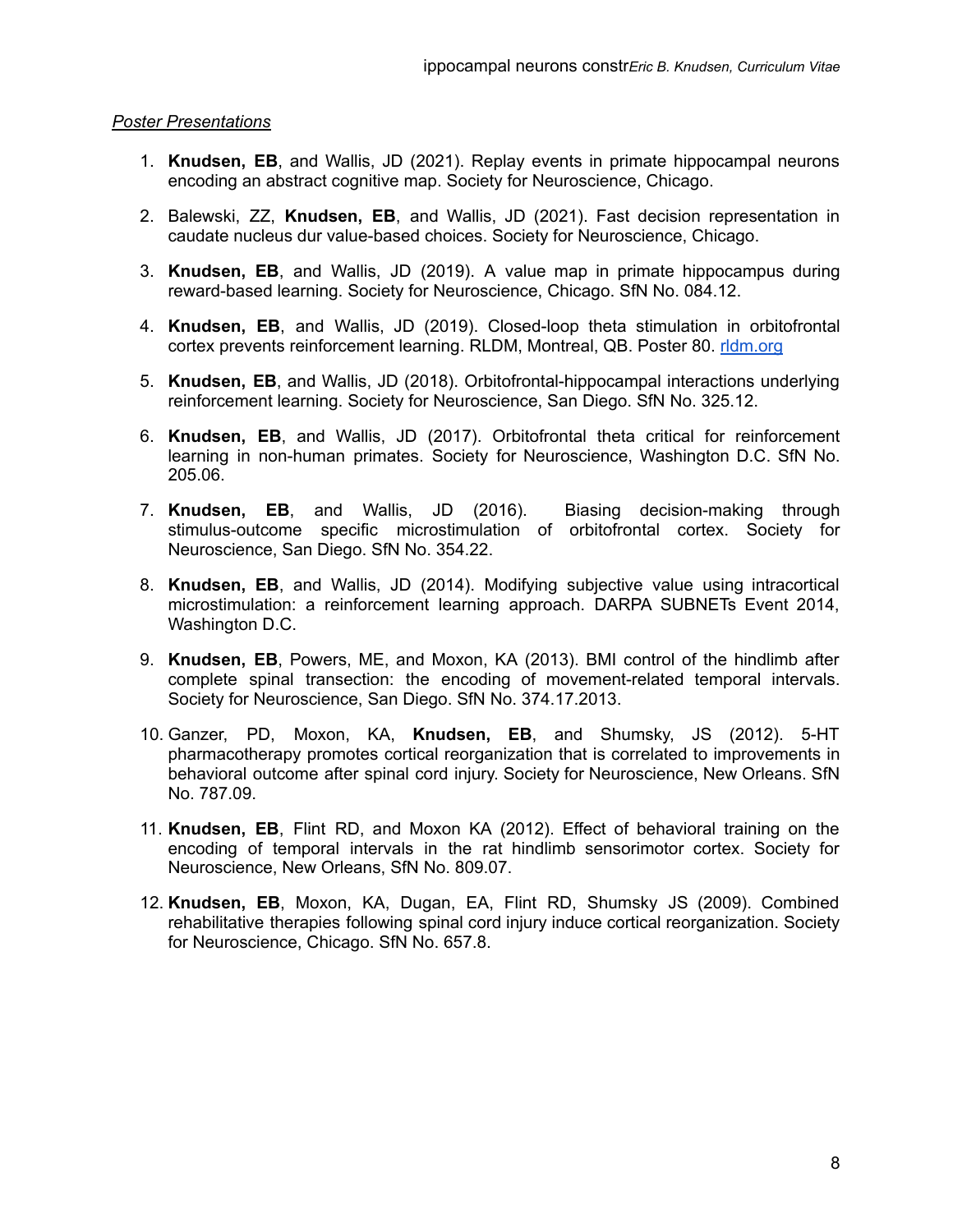*Poster Presentations*

1. **Knudsen, EB**, and Wallis, JD (2021). Replay events in primate hippocampal neurons encoding an abstract cognitive map. Society for Neuroscience, Chicago.

2. Balewski, ZZ, **Knudsen, EB**, and Wallis, JD (2021). Fast decision representation in caudate nucleus dur value-based choices. Society for Neuroscience, Chicago.

3. **Knudsen, EB**, and Wallis, JD (2019). A value map in primate hippocampus during reward-based learning. Society for Neuroscience, Chicago. SfN No. 084.12.

4. **Knudsen, EB**, and Wallis, JD (2019). Closed-loop theta stimulation in orbitofrontal cortex prevents reinforcement learning. RLDM, Montreal, QB. Poster 80. [rldm.org](rldm.org)

5. **Knudsen, EB**, and Wallis, JD (2018). Orbitofrontal-hippocampal interactions underlying reinforcement learning. Society for Neuroscience, San Diego. SfN No. 325.12.

6. **Knudsen, EB**, and Wallis, JD (2017). Orbitofrontal theta critical for reinforcement learning in non-human primates. Society for Neuroscience, Washington D.C. SfN No. 205.06.

7. **Knudsen, EB**, and Wallis, JD (2016). Biasing decision-making through stimulus-outcome specific microstimulation of orbitofrontal cortex. Society for Neuroscience, San Diego. SfN No. 354.22.

8. **Knudsen, EB**, and Wallis, JD (2014). Modifying subjective value using intracortical microstimulation: a reinforcement learning approach. DARPA SUBNETs Event 2014, Washington D.C.

9. **Knudsen, EB**, Powers, ME, and Moxon, KA (2013). BMI control of the hindlimb after complete spinal transection: the encoding of movement-related temporal intervals. Society for Neuroscience, San Diego. SfN No. 374.17.2013.

10. Ganzer, PD, Moxon, KA, **Knudsen, EB**, and Shumsky, JS (2012). 5-HT pharmacotherapy promotes cortical reorganization that is correlated to improvements in behavioral outcome after spinal cord injury. Society for Neuroscience, New Orleans. SfN No. 787.09.

11. **Knudsen, EB**, Flint RD, and Moxon KA (2012). Effect of behavioral training on the encoding of temporal intervals in the rat hindlimb sensorimotor cortex. Society for Neuroscience, New Orleans, SfN No. 809.07.

12. **Knudsen, EB**, Moxon, KA, Dugan, EA, Flint RD, Shumsky JS (2009). Combined rehabilitative therapies following spinal cord injury induce cortical reorganization. Society for Neuroscience, Chicago. SfN No. 657.8.